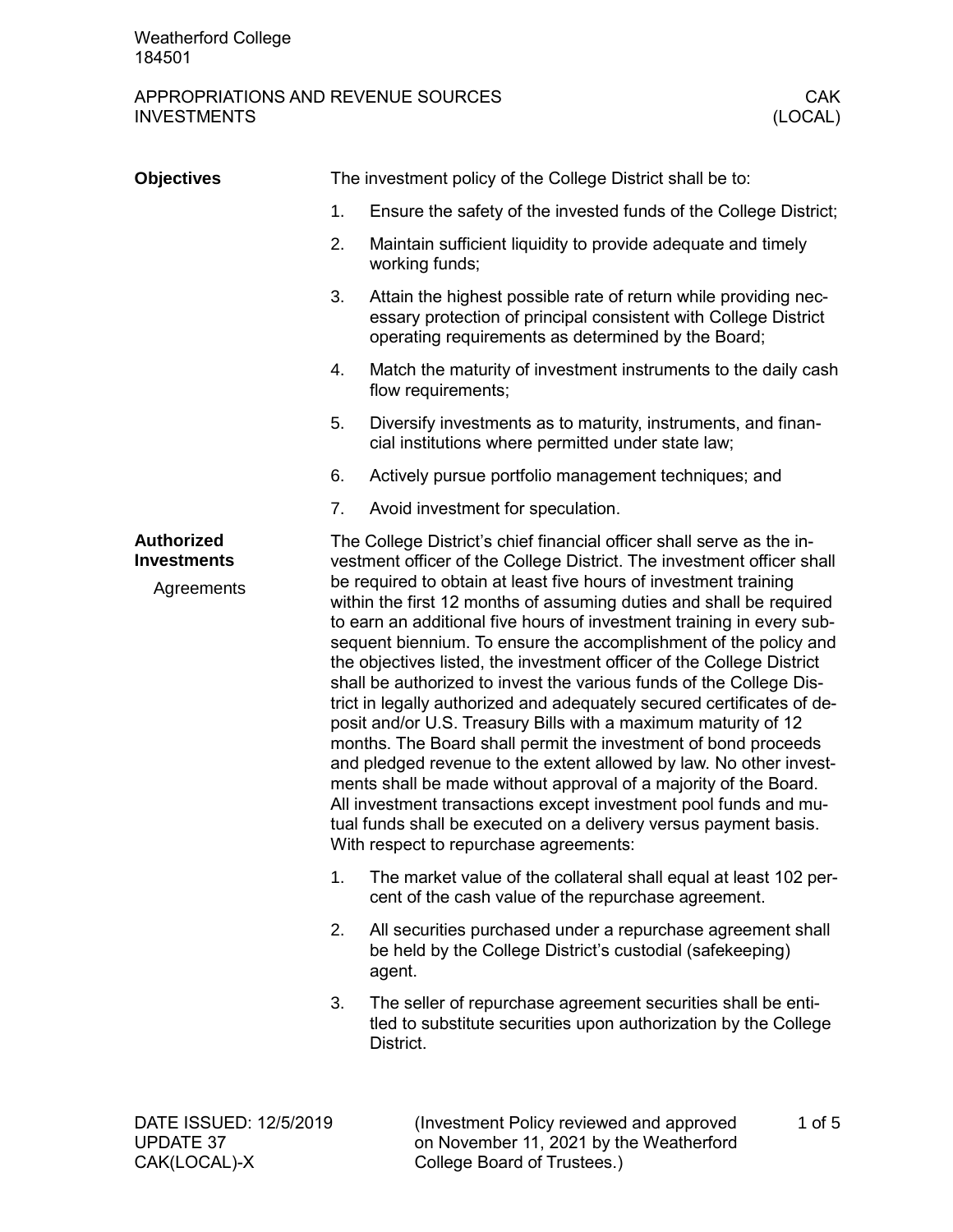# APPROPRIATIONS AND REVENUE SOURCES
# INVESTMENTS

## Objectives

The investment policy of the College District shall be to:

1. Ensure the safety of the invested funds of the College District;
2. Maintain sufficient liquidity to provide adequate and timely working funds;
3. Attain the highest possible rate of return while providing necessary protection of principal consistent with College District operating requirements as determined by the Board;
4. Match the maturity of investment instruments to the daily cash flow requirements;
5. Diversify investments as to maturity, instruments, and financial institutions where permitted under state law;
6. Actively pursue portfolio management techniques; and
7. Avoid investment for speculation.

## Authorized Investments

### Agreements

The College District's chief financial officer shall serve as the investment officer of the College District. The investment officer shall be required to obtain at least five hours of investment training within the first 12 months of assuming duties and shall be required to earn an additional five hours of investment training in every subsequent biennium. To ensure the accomplishment of the policy and the objectives listed, the investment officer of the College District shall be authorized to invest the various funds of the College District in legally authorized and adequately secured certificates of deposit and/or U.S. Treasury Bills with a maximum maturity of 12 months. The Board shall permit the investment of bond proceeds and pledged revenue to the extent allowed by law. No other investments shall be made without approval of a majority of the Board. All investment transactions except investment pool funds and mutual funds shall be executed on a delivery versus payment basis. With respect to repurchase agreements:

1. The market value of the collateral shall equal at least 102 percent of the cash value of the repurchase agreement.
2. All securities purchased under a repurchase agreement shall be held by the College District's custodial (safekeeping) agent.
3. The seller of repurchase agreement securities shall be entitled to substitute securities upon authorization by the College District.

(Investment Policy reviewed and approved on November 11, 2021 by the Weatherford College Board of Trustees.)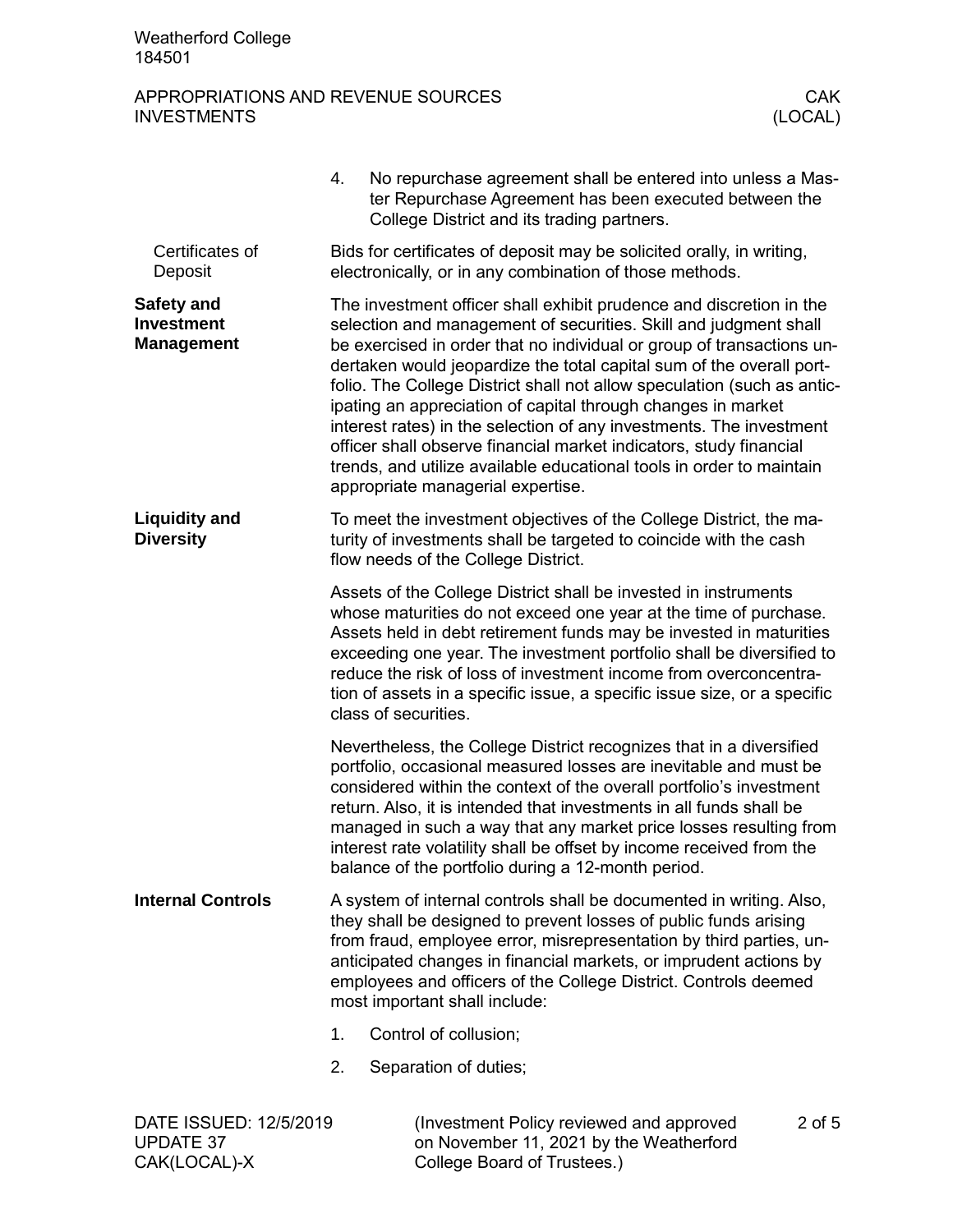4. No repurchase agreement shall be entered into unless a Master Repurchase Agreement has been executed between the College District and its trading partners.

#### Certificates of Deposit

Bids for certificates of deposit may be solicited orally, in writing, electronically, or in any combination of those methods.

### Safety and Investment Management

The investment officer shall exhibit prudence and discretion in the selection and management of securities. Skill and judgment shall be exercised in order that no individual or group of transactions undertaken would jeopardize the total capital sum of the overall portfolio. The College District shall not allow speculation (such as anticipating an appreciation of capital through changes in market interest rates) in the selection of any investments. The investment officer shall observe financial market indicators, study financial trends, and utilize available educational tools in order to maintain appropriate managerial expertise.

### Liquidity and Diversity

To meet the investment objectives of the College District, the maturity of investments shall be targeted to coincide with the cash flow needs of the College District.

Assets of the College District shall be invested in instruments whose maturities do not exceed one year at the time of purchase. Assets held in debt retirement funds may be invested in maturities exceeding one year. The investment portfolio shall be diversified to reduce the risk of loss of investment income from overconcentration of assets in a specific issue, a specific issue size, or a specific class of securities.

Nevertheless, the College District recognizes that in a diversified portfolio, occasional measured losses are inevitable and must be considered within the context of the overall portfolio's investment return. Also, it is intended that investments in all funds shall be managed in such a way that any market price losses resulting from interest rate volatility shall be offset by income received from the balance of the portfolio during a 12-month period.

### Internal Controls

A system of internal controls shall be documented in writing. Also, they shall be designed to prevent losses of public funds arising from fraud, employee error, misrepresentation by third parties, unanticipated changes in financial markets, or imprudent actions by employees and officers of the College District. Controls deemed most important shall include:

1. Control of collusion;
2. Separation of duties;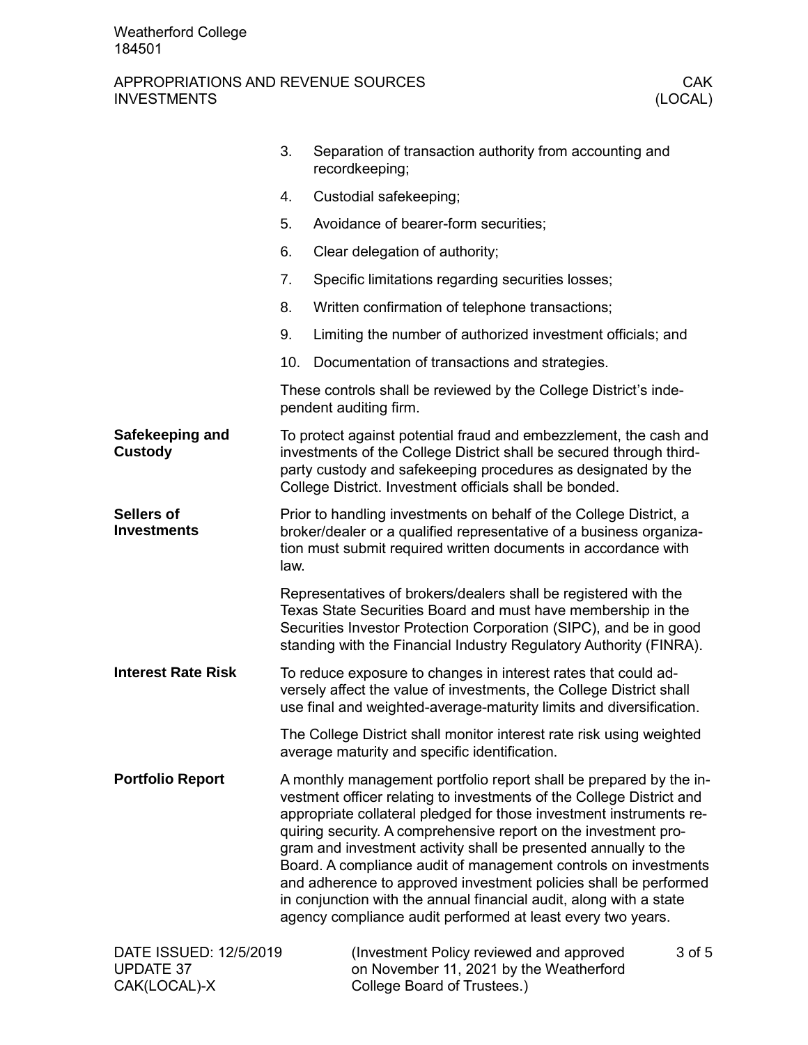3. Separation of transaction authority from accounting and recordkeeping;
4. Custodial safekeeping;
5. Avoidance of bearer-form securities;
6. Clear delegation of authority;
7. Specific limitations regarding securities losses;
8. Written confirmation of telephone transactions;
9. Limiting the number of authorized investment officials; and
10. Documentation of transactions and strategies.

These controls shall be reviewed by the College District's independent auditing firm.

**Safekeeping and Custody**

To protect against potential fraud and embezzlement, the cash and investments of the College District shall be secured through third-party custody and safekeeping procedures as designated by the College District. Investment officials shall be bonded.

**Sellers of Investments**

Prior to handling investments on behalf of the College District, a broker/dealer or a qualified representative of a business organization must submit required written documents in accordance with law.

Representatives of brokers/dealers shall be registered with the Texas State Securities Board and must have membership in the Securities Investor Protection Corporation (SIPC), and be in good standing with the Financial Industry Regulatory Authority (FINRA).

**Interest Rate Risk**

To reduce exposure to changes in interest rates that could adversely affect the value of investments, the College District shall use final and weighted-average-maturity limits and diversification.

The College District shall monitor interest rate risk using weighted average maturity and specific identification.

**Portfolio Report**

A monthly management portfolio report shall be prepared by the investment officer relating to investments of the College District and appropriate collateral pledged for those investment instruments requiring security. A comprehensive report on the investment program and investment activity shall be presented annually to the Board. A compliance audit of management controls on investments and adherence to approved investment policies shall be performed in conjunction with the annual financial audit, along with a state agency compliance audit performed at least every two years.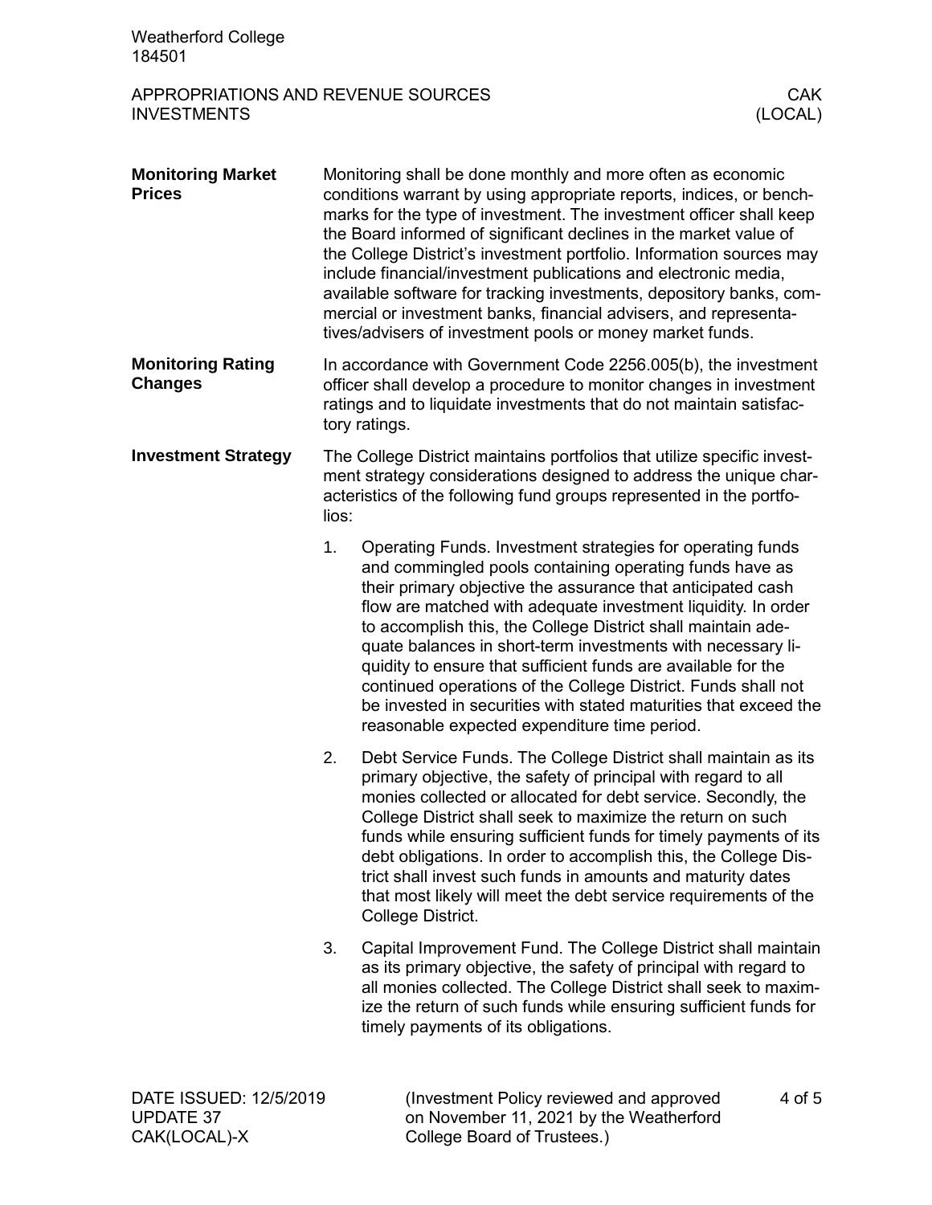**Monitoring Market Prices**

Monitoring shall be done monthly and more often as economic conditions warrant by using appropriate reports, indices, or benchmarks for the type of investment. The investment officer shall keep the Board informed of significant declines in the market value of the College District's investment portfolio. Information sources may include financial/investment publications and electronic media, available software for tracking investments, depository banks, commercial or investment banks, financial advisers, and representatives/advisers of investment pools or money market funds.

**Monitoring Rating Changes**

In accordance with Government Code 2256.005(b), the investment officer shall develop a procedure to monitor changes in investment ratings and to liquidate investments that do not maintain satisfactory ratings.

**Investment Strategy**

The College District maintains portfolios that utilize specific investment strategy considerations designed to address the unique characteristics of the following fund groups represented in the portfolios:

1. Operating Funds. Investment strategies for operating funds and commingled pools containing operating funds have as their primary objective the assurance that anticipated cash flow are matched with adequate investment liquidity. In order to accomplish this, the College District shall maintain adequate balances in short-term investments with necessary liquidity to ensure that sufficient funds are available for the continued operations of the College District. Funds shall not be invested in securities with stated maturities that exceed the reasonable expected expenditure time period.

2. Debt Service Funds. The College District shall maintain as its primary objective, the safety of principal with regard to all monies collected or allocated for debt service. Secondly, the College District shall seek to maximize the return on such funds while ensuring sufficient funds for timely payments of its debt obligations. In order to accomplish this, the College District shall invest such funds in amounts and maturity dates that most likely will meet the debt service requirements of the College District.

3. Capital Improvement Fund. The College District shall maintain as its primary objective, the safety of principal with regard to all monies collected. The College District shall seek to maximize the return of such funds while ensuring sufficient funds for timely payments of its obligations.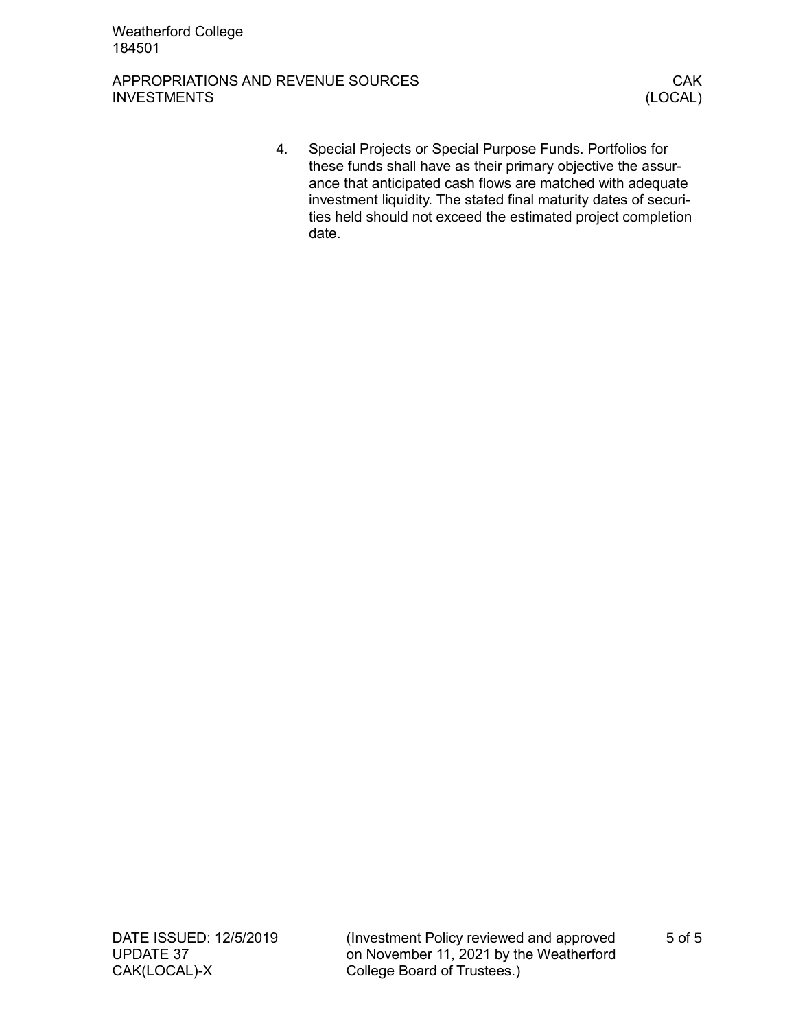4. Special Projects or Special Purpose Funds. Portfolios for these funds shall have as their primary objective the assurance that anticipated cash flows are matched with adequate investment liquidity. The stated final maturity dates of securities held should not exceed the estimated project completion date.

(Investment Policy reviewed and approved on November 11, 2021 by the Weatherford College Board of Trustees.)